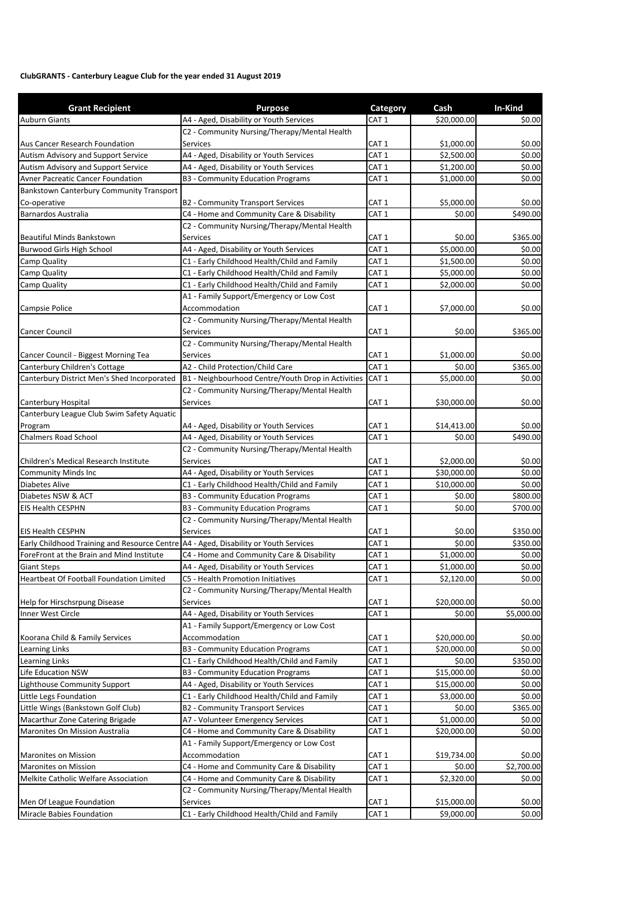**ClubGRANTS - Canterbury League Club for the year ended 31 August 2019**

| Grant Recipient | Purpose | Category | Cash | In-Kind |
|---|---|---|---|---|
| Auburn Giants | A4 - Aged, Disability or Youth Services | CAT 1 | $20,000.00 | $0.00 |
| Aus Cancer Research Foundation | C2 - Community Nursing/Therapy/Mental Health Services | CAT 1 | $1,000.00 | $0.00 |
| Autism Advisory and Support Service | A4 - Aged, Disability or Youth Services | CAT 1 | $2,500.00 | $0.00 |
| Autism Advisory and Support Service | A4 - Aged, Disability or Youth Services | CAT 1 | $1,200.00 | $0.00 |
| Avner Pacreatic Cancer Foundation | B3 - Community Education Programs | CAT 1 | $1,000.00 | $0.00 |
| Bankstown Canterbury Community Transport Co-operative | B2 - Community Transport Services | CAT 1 | $5,000.00 | $0.00 |
| Barnardos Australia | C4 - Home and Community Care & Disability | CAT 1 | $0.00 | $490.00 |
| Beautiful Minds Bankstown | C2 - Community Nursing/Therapy/Mental Health Services | CAT 1 | $0.00 | $365.00 |
| Burwood Girls High School | A4 - Aged, Disability or Youth Services | CAT 1 | $5,000.00 | $0.00 |
| Camp Quality | C1 - Early Childhood Health/Child and Family | CAT 1 | $1,500.00 | $0.00 |
| Camp Quality | C1 - Early Childhood Health/Child and Family | CAT 1 | $5,000.00 | $0.00 |
| Camp Quality | C1 - Early Childhood Health/Child and Family | CAT 1 | $2,000.00 | $0.00 |
| Campsie Police | A1 - Family Support/Emergency or Low Cost Accommodation | CAT 1 | $7,000.00 | $0.00 |
| Cancer Council | C2 - Community Nursing/Therapy/Mental Health Services | CAT 1 | $0.00 | $365.00 |
| Cancer Council - Biggest Morning Tea | C2 - Community Nursing/Therapy/Mental Health Services | CAT 1 | $1,000.00 | $0.00 |
| Canterbury Children's Cottage | A2 - Child Protection/Child Care | CAT 1 | $0.00 | $365.00 |
| Canterbury District Men's Shed Incorporated | B1 - Neighbourhood Centre/Youth Drop in Activities | CAT 1 | $5,000.00 | $0.00 |
| Canterbury Hospital | C2 - Community Nursing/Therapy/Mental Health Services | CAT 1 | $30,000.00 | $0.00 |
| Canterbury League Club Swim Safety Aquatic Program | A4 - Aged, Disability or Youth Services | CAT 1 | $14,413.00 | $0.00 |
| Chalmers Road School | A4 - Aged, Disability or Youth Services | CAT 1 | $0.00 | $490.00 |
| Children's Medical Research Institute | C2 - Community Nursing/Therapy/Mental Health Services | CAT 1 | $2,000.00 | $0.00 |
| Community Minds Inc | A4 - Aged, Disability or Youth Services | CAT 1 | $30,000.00 | $0.00 |
| Diabetes Alive | C1 - Early Childhood Health/Child and Family | CAT 1 | $10,000.00 | $0.00 |
| Diabetes NSW & ACT | B3 - Community Education Programs | CAT 1 | $0.00 | $800.00 |
| EIS Health CESPHN | B3 - Community Education Programs | CAT 1 | $0.00 | $700.00 |
| EIS Health CESPHN | C2 - Community Nursing/Therapy/Mental Health Services | CAT 1 | $0.00 | $350.00 |
| Early Childhood Training and Resource Centre | A4 - Aged, Disability or Youth Services | CAT 1 | $0.00 | $350.00 |
| ForeFront at the Brain and Mind Institute | C4 - Home and Community Care & Disability | CAT 1 | $1,000.00 | $0.00 |
| Giant Steps | A4 - Aged, Disability or Youth Services | CAT 1 | $1,000.00 | $0.00 |
| Heartbeat Of Football Foundation Limited | C5 - Health Promotion Initiatives | CAT 1 | $2,120.00 | $0.00 |
| Help for Hirschsrpung Disease | C2 - Community Nursing/Therapy/Mental Health Services | CAT 1 | $20,000.00 | $0.00 |
| Inner West Circle | A4 - Aged, Disability or Youth Services | CAT 1 | $0.00 | $5,000.00 |
| Koorana Child & Family Services | A1 - Family Support/Emergency or Low Cost Accommodation | CAT 1 | $20,000.00 | $0.00 |
| Learning Links | B3 - Community Education Programs | CAT 1 | $20,000.00 | $0.00 |
| Learning Links | C1 - Early Childhood Health/Child and Family | CAT 1 | $0.00 | $350.00 |
| Life Education NSW | B3 - Community Education Programs | CAT 1 | $15,000.00 | $0.00 |
| Lighthouse Community Support | A4 - Aged, Disability or Youth Services | CAT 1 | $15,000.00 | $0.00 |
| Little Legs Foundation | C1 - Early Childhood Health/Child and Family | CAT 1 | $3,000.00 | $0.00 |
| Little Wings (Bankstown Golf Club) | B2 - Community Transport Services | CAT 1 | $0.00 | $365.00 |
| Macarthur Zone Catering Brigade | A7 - Volunteer Emergency Services | CAT 1 | $1,000.00 | $0.00 |
| Maronites On Mission Australia | C4 - Home and Community Care & Disability | CAT 1 | $20,000.00 | $0.00 |
| Maronites on Mission | A1 - Family Support/Emergency or Low Cost Accommodation | CAT 1 | $19,734.00 | $0.00 |
| Maronites on Mission | C4 - Home and Community Care & Disability | CAT 1 | $0.00 | $2,700.00 |
| Melkite Catholic Welfare Association | C4 - Home and Community Care & Disability | CAT 1 | $2,320.00 | $0.00 |
| Men Of League Foundation | C2 - Community Nursing/Therapy/Mental Health Services | CAT 1 | $15,000.00 | $0.00 |
| Miracle Babies Foundation | C1 - Early Childhood Health/Child and Family | CAT 1 | $9,000.00 | $0.00 |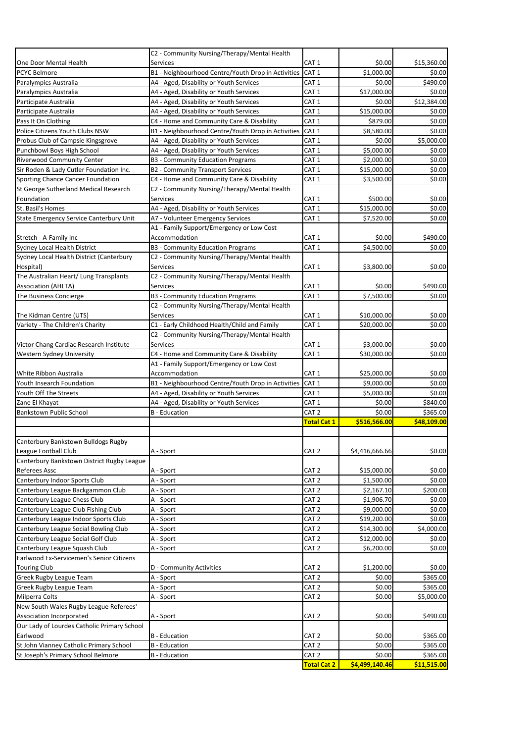| | | | | |
|---|---|---|---|---|
| One Door Mental Health | C2 - Community Nursing/Therapy/Mental Health Services | CAT 1 | $0.00 | $15,360.00 |
| PCYC Belmore | B1 - Neighbourhood Centre/Youth Drop in Activities | CAT 1 | $1,000.00 | $0.00 |
| Paralympics Australia | A4 - Aged, Disability or Youth Services | CAT 1 | $0.00 | $490.00 |
| Paralympics Australia | A4 - Aged, Disability or Youth Services | CAT 1 | $17,000.00 | $0.00 |
| Participate Australia | A4 - Aged, Disability or Youth Services | CAT 1 | $0.00 | $12,384.00 |
| Participate Australia | A4 - Aged, Disability or Youth Services | CAT 1 | $15,000.00 | $0.00 |
| Pass It On Clothing | C4 - Home and Community Care & Disability | CAT 1 | $879.00 | $0.00 |
| Police Citizens Youth Clubs NSW | B1 - Neighbourhood Centre/Youth Drop in Activities | CAT 1 | $8,580.00 | $0.00 |
| Probus Club of Campsie Kingsgrove | A4 - Aged, Disability or Youth Services | CAT 1 | $0.00 | $5,000.00 |
| Punchbowl Boys High School | A4 - Aged, Disability or Youth Services | CAT 1 | $5,000.00 | $0.00 |
| Riverwood Community Center | B3 - Community Education Programs | CAT 1 | $2,000.00 | $0.00 |
| Sir Roden & Lady Cutler Foundation Inc. | B2 - Community Transport Services | CAT 1 | $15,000.00 | $0.00 |
| Sporting Chance Cancer Foundation | C4 - Home and Community Care & Disability | CAT 1 | $3,500.00 | $0.00 |
| St George Sutherland Medical Research Foundation | C2 - Community Nursing/Therapy/Mental Health Services | CAT 1 | $500.00 | $0.00 |
| St. Basil's Homes | A4 - Aged, Disability or Youth Services | CAT 1 | $15,000.00 | $0.00 |
| State Emergency Service Canterbury Unit | A7 - Volunteer Emergency Services | CAT 1 | $7,520.00 | $0.00 |
| Stretch - A-Family Inc | A1 - Family Support/Emergency or Low Cost Accommodation | CAT 1 | $0.00 | $490.00 |
| Sydney Local Health District | B3 - Community Education Programs | CAT 1 | $4,500.00 | $0.00 |
| Sydney Local Health District (Canterbury Hospital) | C2 - Community Nursing/Therapy/Mental Health Services | CAT 1 | $3,800.00 | $0.00 |
| The Australian Heart/ Lung Transplants Association (AHLTA) | C2 - Community Nursing/Therapy/Mental Health Services | CAT 1 | $0.00 | $490.00 |
| The Business Concierge | B3 - Community Education Programs | CAT 1 | $7,500.00 | $0.00 |
| The Kidman Centre (UTS) | C2 - Community Nursing/Therapy/Mental Health Services | CAT 1 | $10,000.00 | $0.00 |
| Variety - The Children's Charity | C1 - Early Childhood Health/Child and Family | CAT 1 | $20,000.00 | $0.00 |
| Victor Chang Cardiac Research Institute | C2 - Community Nursing/Therapy/Mental Health Services | CAT 1 | $3,000.00 | $0.00 |
| Western Sydney University | C4 - Home and Community Care & Disability | CAT 1 | $30,000.00 | $0.00 |
| White Ribbon Australia | A1 - Family Support/Emergency or Low Cost Accommodation | CAT 1 | $25,000.00 | $0.00 |
| Youth Insearch Foundation | B1 - Neighbourhood Centre/Youth Drop in Activities | CAT 1 | $9,000.00 | $0.00 |
| Youth Off The Streets | A4 - Aged, Disability or Youth Services | CAT 1 | $5,000.00 | $0.00 |
| Zane El Khayat | A4 - Aged, Disability or Youth Services | CAT 1 | $0.00 | $840.00 |
| Bankstown Public School | B - Education | CAT 2 | $0.00 | $365.00 |
| | | **Total Cat 1** | **$516,566.00** | **$48,109.00** |
| | | | | |
| Canterbury Bankstown Bulldogs Rugby League Football Club | A - Sport | CAT 2 | $4,416,666.66 | $0.00 |
| Canterbury Bankstown District Rugby League Referees Assc | A - Sport | CAT 2 | $15,000.00 | $0.00 |
| Canterbury Indoor Sports Club | A - Sport | CAT 2 | $1,500.00 | $0.00 |
| Canterbury League Backgammon Club | A - Sport | CAT 2 | $2,167.10 | $200.00 |
| Canterbury League Chess Club | A - Sport | CAT 2 | $1,906.70 | $0.00 |
| Canterbury League Club Fishing Club | A - Sport | CAT 2 | $9,000.00 | $0.00 |
| Canterbury League Indoor Sports Club | A - Sport | CAT 2 | $19,200.00 | $0.00 |
| Canterbury League Social Bowling Club | A - Sport | CAT 2 | $14,300.00 | $4,000.00 |
| Canterbury League Social Golf Club | A - Sport | CAT 2 | $12,000.00 | $0.00 |
| Canterbury League Squash Club | A - Sport | CAT 2 | $6,200.00 | $0.00 |
| Earlwood Ex-Servicemen's Senior Citizens Touring Club | D - Community Activities | CAT 2 | $1,200.00 | $0.00 |
| Greek Rugby League Team | A - Sport | CAT 2 | $0.00 | $365.00 |
| Greek Rugby League Team | A - Sport | CAT 2 | $0.00 | $365.00 |
| Milperra Colts | A - Sport | CAT 2 | $0.00 | $5,000.00 |
| New South Wales Rugby League Referees' Association Incorporated | A - Sport | CAT 2 | $0.00 | $490.00 |
| Our Lady of Lourdes Catholic Primary School Earlwood | B - Education | CAT 2 | $0.00 | $365.00 |
| St John Vianney Catholic Primary School | B - Education | CAT 2 | $0.00 | $365.00 |
| St Joseph's Primary School Belmore | B - Education | CAT 2 | $0.00 | $365.00 |
| | | **Total Cat 2** | **$4,499,140.46** | **$11,515.00** |